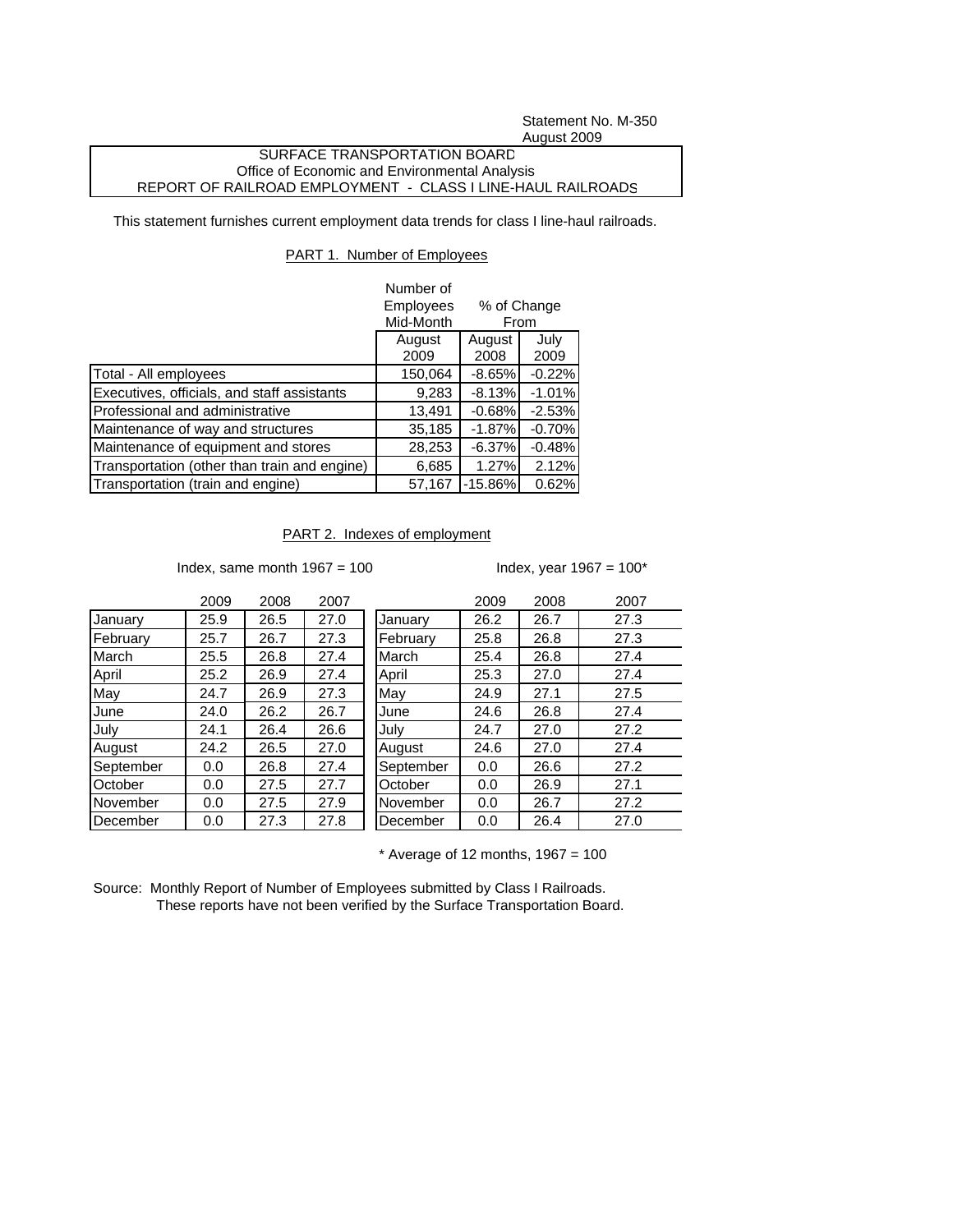Statement No. M-350
August 2009

SURFACE TRANSPORTATION BOARD
Office of Economic and Environmental Analysis
REPORT OF RAILROAD EMPLOYMENT - CLASS I LINE-HAUL RAILROADS

This statement furnishes current employment data trends for class I line-haul railroads.

## PART 1. Number of Employees

| | Number of Employees Mid-Month | % of Change From | |
|---|---|---|---|
| | August 2009 | August 2008 | July 2009 |
| Total - All employees | 150,064 | -8.65% | -0.22% |
| Executives, officials, and staff assistants | 9,283 | -8.13% | -1.01% |
| Professional and administrative | 13,491 | -0.68% | -2.53% |
| Maintenance of way and structures | 35,185 | -1.87% | -0.70% |
| Maintenance of equipment and stores | 28,253 | -6.37% | -0.48% |
| Transportation (other than train and engine) | 6,685 | 1.27% | 2.12% |
| Transportation (train and engine) | 57,167 | -15.86% | 0.62% |

## PART 2. Indexes of employment

Index, same month 1967 = 100

| | 2009 | 2008 | 2007 |
|---|---|---|---|
| January | 25.9 | 26.5 | 27.0 |
| February | 25.7 | 26.7 | 27.3 |
| March | 25.5 | 26.8 | 27.4 |
| April | 25.2 | 26.9 | 27.4 |
| May | 24.7 | 26.9 | 27.3 |
| June | 24.0 | 26.2 | 26.7 |
| July | 24.1 | 26.4 | 26.6 |
| August | 24.2 | 26.5 | 27.0 |
| September | 0.0 | 26.8 | 27.4 |
| October | 0.0 | 27.5 | 27.7 |
| November | 0.0 | 27.5 | 27.9 |
| December | 0.0 | 27.3 | 27.8 |

Index, year 1967 = 100*

| | 2009 | 2008 | 2007 |
|---|---|---|---|
| January | 26.2 | 26.7 | 27.3 |
| February | 25.8 | 26.8 | 27.3 |
| March | 25.4 | 26.8 | 27.4 |
| April | 25.3 | 27.0 | 27.4 |
| May | 24.9 | 27.1 | 27.5 |
| June | 24.6 | 26.8 | 27.4 |
| July | 24.7 | 27.0 | 27.2 |
| August | 24.6 | 27.0 | 27.4 |
| September | 0.0 | 26.6 | 27.2 |
| October | 0.0 | 26.9 | 27.1 |
| November | 0.0 | 26.7 | 27.2 |
| December | 0.0 | 26.4 | 27.0 |

* Average of 12 months, 1967 = 100

Source: Monthly Report of Number of Employees submitted by Class I Railroads.
These reports have not been verified by the Surface Transportation Board.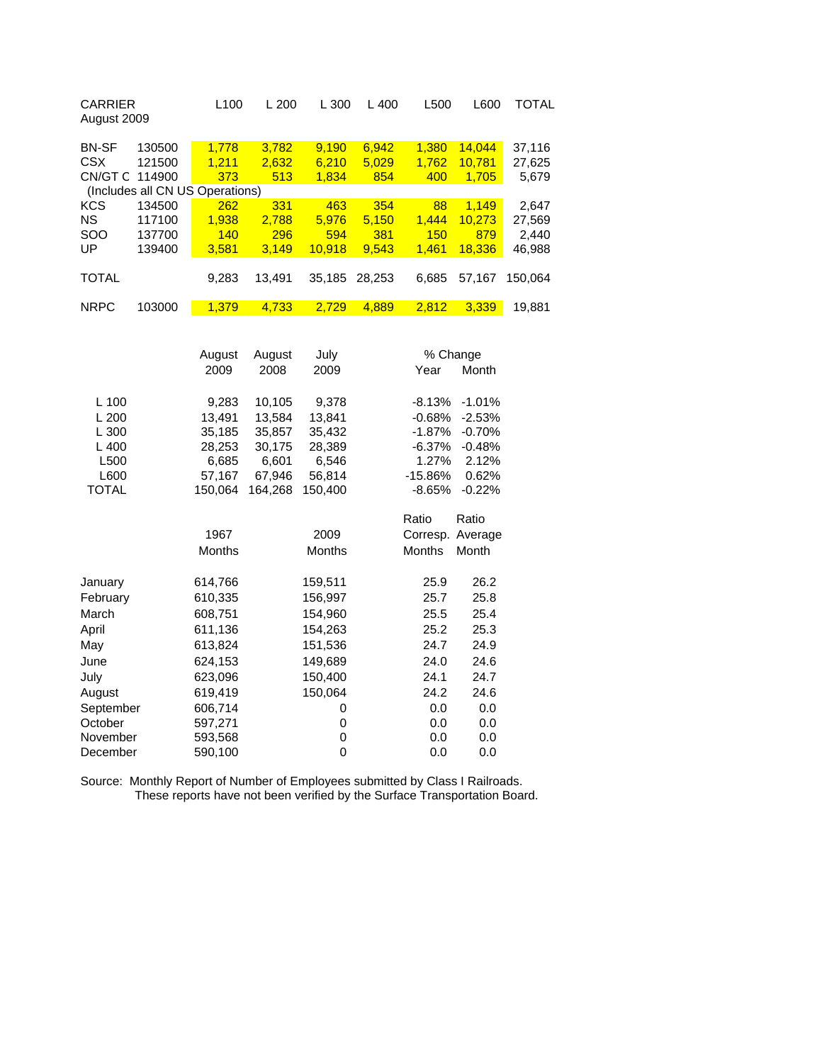| CARRIER August 2009 | | L100 | L 200 | L 300 | L 400 | L500 | L600 | TOTAL |
|---|---|---|---|---|---|---|---|---|
| BN-SF | 130500 | 1,778 | 3,782 | 9,190 | 6,942 | 1,380 | 14,044 | 37,116 |
| CSX | 121500 | 1,211 | 2,632 | 6,210 | 5,029 | 1,762 | 10,781 | 27,625 |
| CN/GT C | 114900 | 373 | 513 | 1,834 | 854 | 400 | 1,705 | 5,679 |
| (Includes all CN US Operations) | | | | | | | | |
| KCS | 134500 | 262 | 331 | 463 | 354 | 88 | 1,149 | 2,647 |
| NS | 117100 | 1,938 | 2,788 | 5,976 | 5,150 | 1,444 | 10,273 | 27,569 |
| SOO | 137700 | 140 | 296 | 594 | 381 | 150 | 879 | 2,440 |
| UP | 139400 | 3,581 | 3,149 | 10,918 | 9,543 | 1,461 | 18,336 | 46,988 |
| TOTAL | | 9,283 | 13,491 | 35,185 | 28,253 | 6,685 | 57,167 | 150,064 |
| NRPC | 103000 | 1,379 | 4,733 | 2,729 | 4,889 | 2,812 | 3,339 | 19,881 |

| | August 2009 | August 2008 | July 2009 | % Change Year | % Change Month |
|---|---|---|---|---|---|
| L 100 | 9,283 | 10,105 | 9,378 | -8.13% | -1.01% |
| L 200 | 13,491 | 13,584 | 13,841 | -0.68% | -2.53% |
| L 300 | 35,185 | 35,857 | 35,432 | -1.87% | -0.70% |
| L 400 | 28,253 | 30,175 | 28,389 | -6.37% | -0.48% |
| L500 | 6,685 | 6,601 | 6,546 | 1.27% | 2.12% |
| L600 | 57,167 | 67,946 | 56,814 | -15.86% | 0.62% |
| TOTAL | 150,064 | 164,268 | 150,400 | -8.65% | -0.22% |

| | 1967 Months | 2009 Months | Ratio Corresp. Months | Ratio Average Month |
|---|---|---|---|---|
| January | 614,766 | 159,511 | 25.9 | 26.2 |
| February | 610,335 | 156,997 | 25.7 | 25.8 |
| March | 608,751 | 154,960 | 25.5 | 25.4 |
| April | 611,136 | 154,263 | 25.2 | 25.3 |
| May | 613,824 | 151,536 | 24.7 | 24.9 |
| June | 624,153 | 149,689 | 24.0 | 24.6 |
| July | 623,096 | 150,400 | 24.1 | 24.7 |
| August | 619,419 | 150,064 | 24.2 | 24.6 |
| September | 606,714 | 0 | 0.0 | 0.0 |
| October | 597,271 | 0 | 0.0 | 0.0 |
| November | 593,568 | 0 | 0.0 | 0.0 |
| December | 590,100 | 0 | 0.0 | 0.0 |

Source: Monthly Report of Number of Employees submitted by Class I Railroads.
These reports have not been verified by the Surface Transportation Board.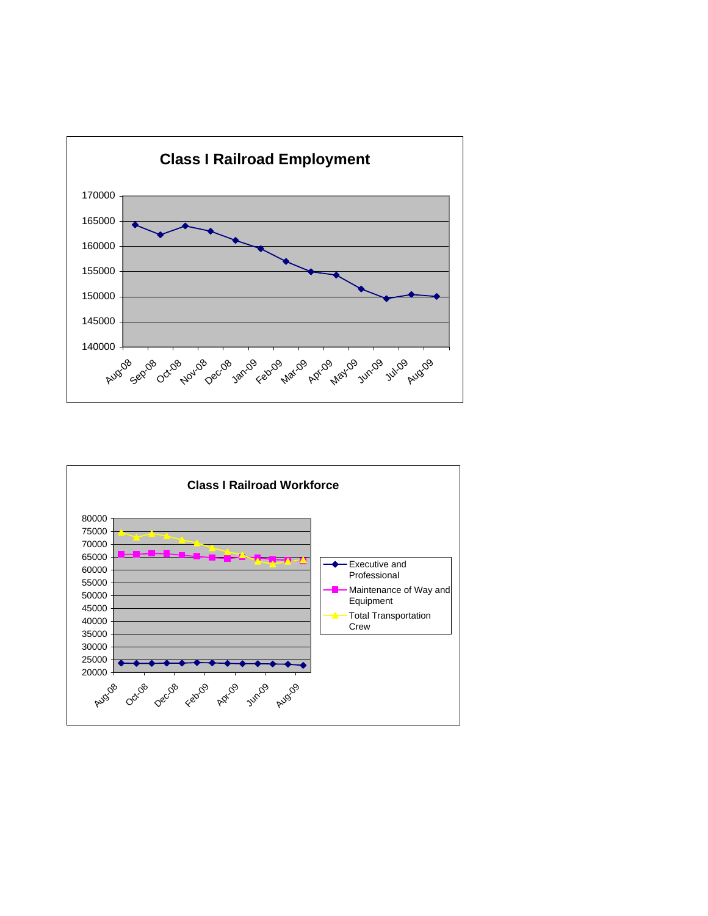Class I Railroad Employment

170000
165000
160000
155000
150000
145000
140000

Aug-08 Sep-08 Oct-08 Nov-08 Dec-08 Jan-09 Feb-09 Mar-09 Apr-09 May-09 Jun-09 Jul-09 Aug-09

Class I Railroad Workforce

80000
75000
70000
65000
60000
55000
50000
45000
40000
35000
30000
25000
20000

Aug-08 Oct-08 Dec-08 Feb-09 Apr-09 Jun-09 Aug-09

Executive and Professional

Maintenance of Way and Equipment

Total Transportation Crew